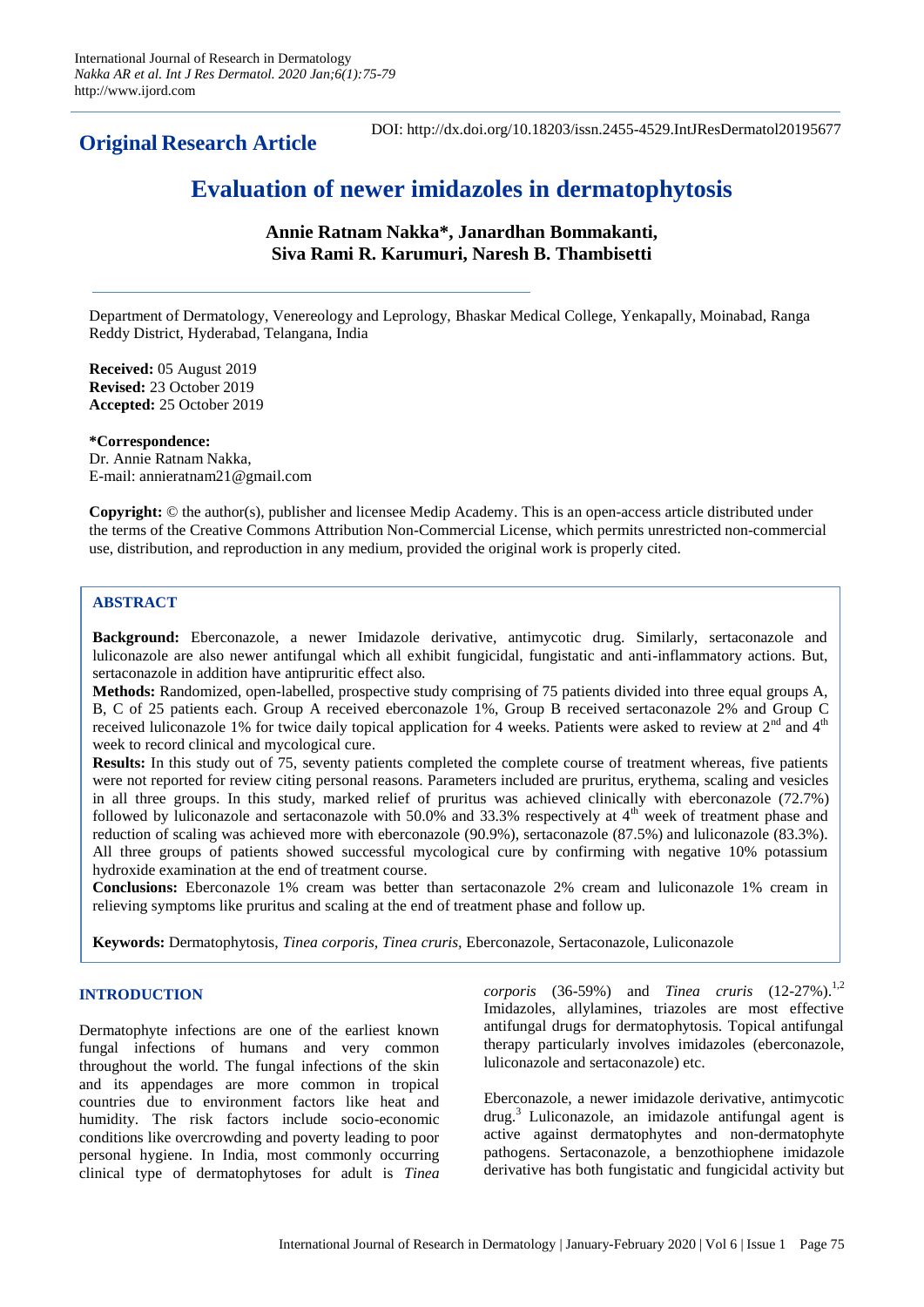**Original Research Article**

DOI: http://dx.doi.org/10.18203/issn.2455-4529.IntJResDermatol20195677

# Evaluation of newer imidazoles in dermatophytosis

**Annie Ratnam Nakka\*, Janardhan Bommakanti, Siva Rami R. Karumuri, Naresh B. Thambisetti**

Department of Dermatology, Venereology and Leprology, Bhaskar Medical College, Yenkapally, Moinabad, Ranga Reddy District, Hyderabad, Telangana, India

**Received:** 05 August 2019
**Revised:** 23 October 2019
**Accepted:** 25 October 2019

**\*Correspondence:**
Dr. Annie Ratnam Nakka,
E-mail: annieratnam21@gmail.com

**Copyright:** © the author(s), publisher and licensee Medip Academy. This is an open-access article distributed under the terms of the Creative Commons Attribution Non-Commercial License, which permits unrestricted non-commercial use, distribution, and reproduction in any medium, provided the original work is properly cited.

## ABSTRACT

**Background:** Eberconazole, a newer Imidazole derivative, antimycotic drug. Similarly, sertaconazole and luliconazole are also newer antifungal which all exhibit fungicidal, fungistatic and anti-inflammatory actions. But, sertaconazole in addition have antipruritic effect also.

**Methods:** Randomized, open-labelled, prospective study comprising of 75 patients divided into three equal groups A, B, C of 25 patients each. Group A received eberconazole 1%, Group B received sertaconazole 2% and Group C received luliconazole 1% for twice daily topical application for 4 weeks. Patients were asked to review at 2nd and 4th week to record clinical and mycological cure.

**Results:** In this study out of 75, seventy patients completed the complete course of treatment whereas, five patients were not reported for review citing personal reasons. Parameters included are pruritus, erythema, scaling and vesicles in all three groups. In this study, marked relief of pruritus was achieved clinically with eberconazole (72.7%) followed by luliconazole and sertaconazole with 50.0% and 33.3% respectively at 4th week of treatment phase and reduction of scaling was achieved more with eberconazole (90.9%), sertaconazole (87.5%) and luliconazole (83.3%). All three groups of patients showed successful mycological cure by confirming with negative 10% potassium hydroxide examination at the end of treatment course.

**Conclusions:** Eberconazole 1% cream was better than sertaconazole 2% cream and luliconazole 1% cream in relieving symptoms like pruritus and scaling at the end of treatment phase and follow up.

**Keywords:** Dermatophytosis, *Tinea corporis, Tinea cruris,* Eberconazole, Sertaconazole, Luliconazole

## INTRODUCTION

Dermatophyte infections are one of the earliest known fungal infections of humans and very common throughout the world. The fungal infections of the skin and its appendages are more common in tropical countries due to environment factors like heat and humidity. The risk factors include socio-economic conditions like overcrowding and poverty leading to poor personal hygiene. In India, most commonly occurring clinical type of dermatophytoses for adult is *Tinea corporis* (36-59%) and *Tinea cruris* (12-27%).[1,2] Imidazoles, allylamines, triazoles are most effective antifungal drugs for dermatophytosis. Topical antifungal therapy particularly involves imidazoles (eberconazole, luliconazole and sertaconazole) etc.

Eberconazole, a newer imidazole derivative, antimycotic drug.[3] Luliconazole, an imidazole antifungal agent is active against dermatophytes and non-dermatophyte pathogens. Sertaconazole, a benzothiophene imidazole derivative has both fungistatic and fungicidal activity but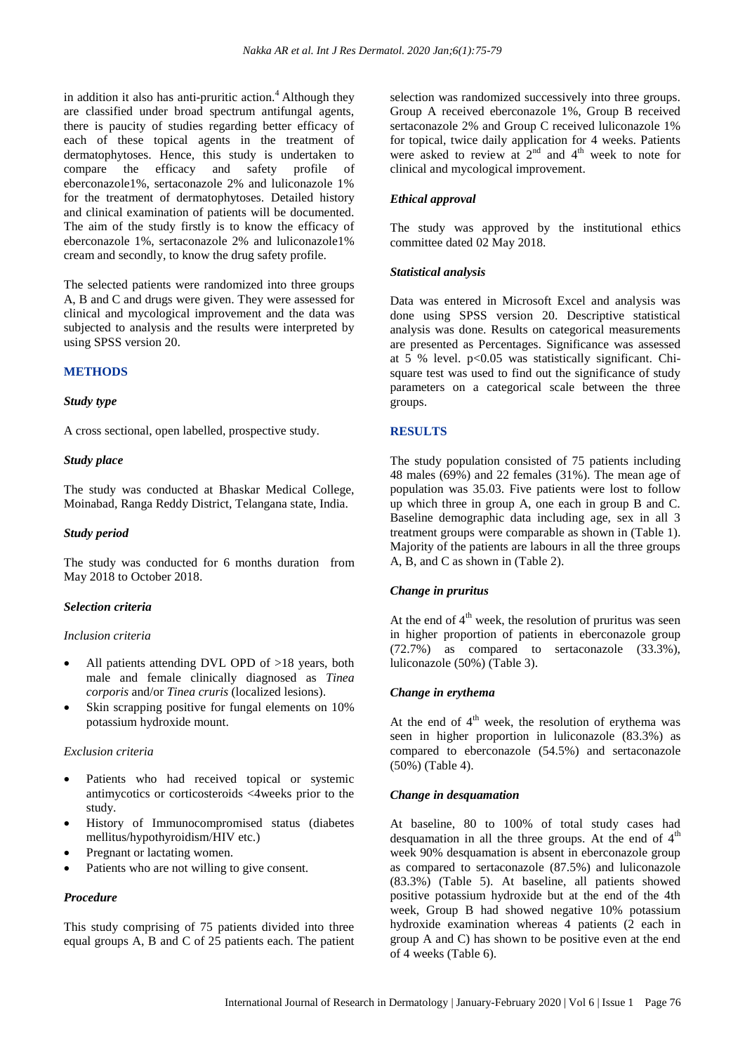in addition it also has anti-pruritic action.[4] Although they are classified under broad spectrum antifungal agents, there is paucity of studies regarding better efficacy of each of these topical agents in the treatment of dermatophytoses. Hence, this study is undertaken to compare the efficacy and safety profile of eberconazole1%, sertaconazole 2% and luliconazole 1% for the treatment of dermatophytoses. Detailed history and clinical examination of patients will be documented. The aim of the study firstly is to know the efficacy of eberconazole 1%, sertaconazole 2% and luliconazole1% cream and secondly, to know the drug safety profile.

The selected patients were randomized into three groups A, B and C and drugs were given. They were assessed for clinical and mycological improvement and the data was subjected to analysis and the results were interpreted by using SPSS version 20.

## METHODS

### Study type

A cross sectional, open labelled, prospective study.

### Study place

The study was conducted at Bhaskar Medical College, Moinabad, Ranga Reddy District, Telangana state, India.

### Study period

The study was conducted for 6 months duration from May 2018 to October 2018.

### Selection criteria

*Inclusion criteria*

- All patients attending DVL OPD of >18 years, both male and female clinically diagnosed as *Tinea corporis* and/or *Tinea cruris* (localized lesions).
- Skin scrapping positive for fungal elements on 10% potassium hydroxide mount.

*Exclusion criteria*

- Patients who had received topical or systemic antimycotics or corticosteroids <4weeks prior to the study.
- History of Immunocompromised status (diabetes mellitus/hypothyroidism/HIV etc.)
- Pregnant or lactating women.
- Patients who are not willing to give consent.

### Procedure

This study comprising of 75 patients divided into three equal groups A, B and C of 25 patients each. The patient selection was randomized successively into three groups. Group A received eberconazole 1%, Group B received sertaconazole 2% and Group C received luliconazole 1% for topical, twice daily application for 4 weeks. Patients were asked to review at 2[nd] and 4[th] week to note for clinical and mycological improvement.

### Ethical approval

The study was approved by the institutional ethics committee dated 02 May 2018.

### Statistical analysis

Data was entered in Microsoft Excel and analysis was done using SPSS version 20. Descriptive statistical analysis was done. Results on categorical measurements are presented as Percentages. Significance was assessed at 5 % level. $p<0.05$ was statistically significant. Chi-square test was used to find out the significance of study parameters on a categorical scale between the three groups.

## RESULTS

The study population consisted of 75 patients including 48 males (69%) and 22 females (31%). The mean age of population was 35.03. Five patients were lost to follow up which three in group A, one each in group B and C. Baseline demographic data including age, sex in all 3 treatment groups were comparable as shown in (Table 1). Majority of the patients are labours in all the three groups A, B, and C as shown in (Table 2).

### Change in pruritus

At the end of 4[th] week, the resolution of pruritus was seen in higher proportion of patients in eberconazole group (72.7%) as compared to sertaconazole (33.3%), luliconazole (50%) (Table 3).

### Change in erythema

At the end of 4[th] week, the resolution of erythema was seen in higher proportion in luliconazole (83.3%) as compared to eberconazole (54.5%) and sertaconazole (50%) (Table 4).

### Change in desquamation

At baseline, 80 to 100% of total study cases had desquamation in all the three groups. At the end of 4[th] week 90% desquamation is absent in eberconazole group as compared to sertaconazole (87.5%) and luliconazole (83.3%) (Table 5). At baseline, all patients showed positive potassium hydroxide but at the end of the 4th week, Group B had showed negative 10% potassium hydroxide examination whereas 4 patients (2 each in group A and C) has shown to be positive even at the end of 4 weeks (Table 6).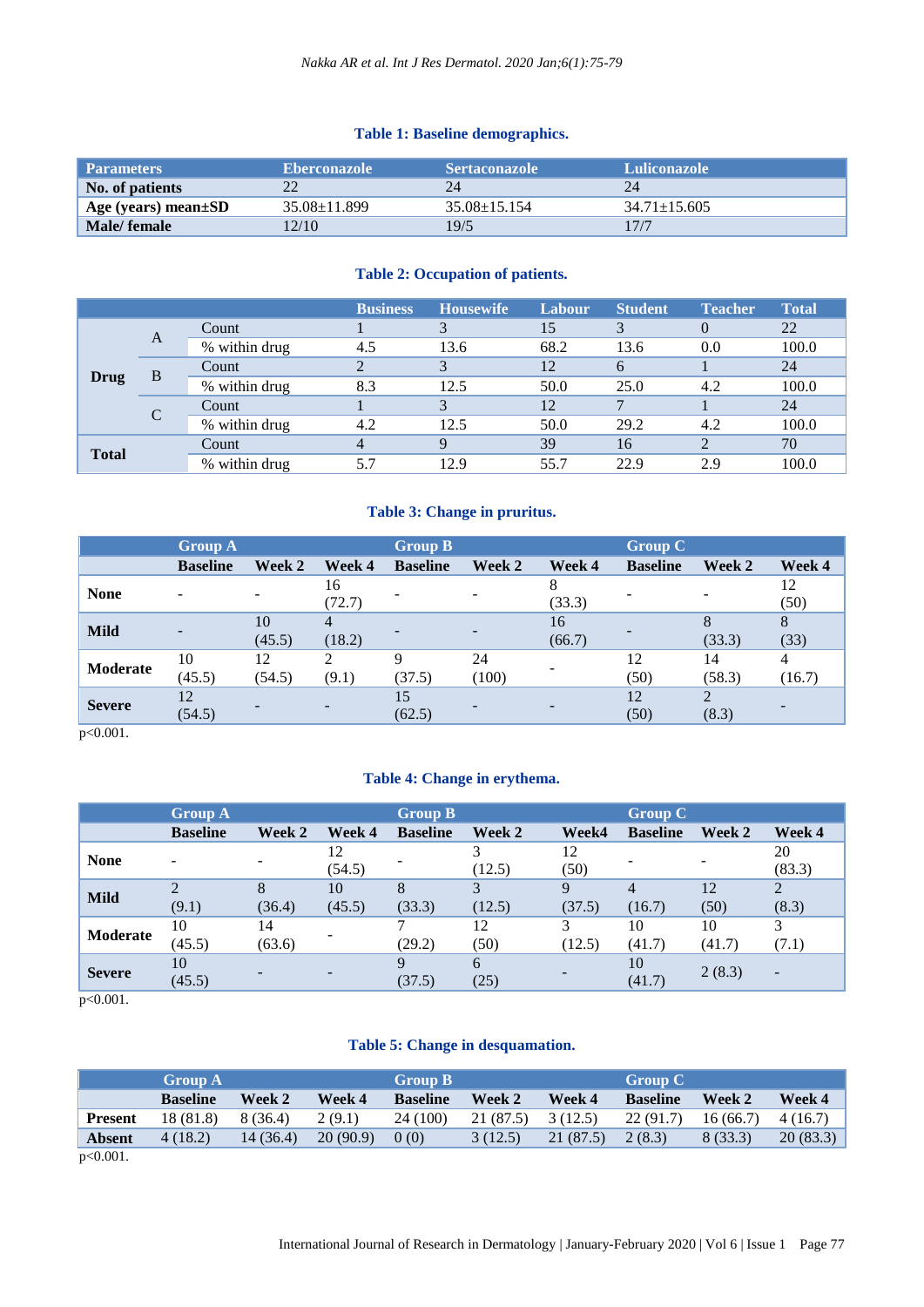**Table 1: Baseline demographics.**

| Parameters | Eberconazole | Sertaconazole | Luliconazole |
|---|---|---|---|
| No. of patients | 22 | 24 | 24 |
| Age (years) mean±SD | 35.08±11.899 | 35.08±15.154 | 34.71±15.605 |
| Male/ female | 12/10 | 19/5 | 17/7 |

**Table 2: Occupation of patients.**

| | | | Business | Housewife | Labour | Student | Teacher | Total |
|---|---|---|---|---|---|---|---|---|
| Drug | A | Count | 1 | 3 | 15 | 3 | 0 | 22 |
| | | % within drug | 4.5 | 13.6 | 68.2 | 13.6 | 0.0 | 100.0 |
| | B | Count | 2 | 3 | 12 | 6 | 1 | 24 |
| | | % within drug | 8.3 | 12.5 | 50.0 | 25.0 | 4.2 | 100.0 |
| | C | Count | 1 | 3 | 12 | 7 | 1 | 24 |
| | | % within drug | 4.2 | 12.5 | 50.0 | 29.2 | 4.2 | 100.0 |
| Total | | Count | 4 | 9 | 39 | 16 | 2 | 70 |
| | | % within drug | 5.7 | 12.9 | 55.7 | 22.9 | 2.9 | 100.0 |

**Table 3: Change in pruritus.**

| | Group A | | | Group B | | | Group C | | |
|---|---|---|---|---|---|---|---|---|---|
| | Baseline | Week 2 | Week 4 | Baseline | Week 2 | Week 4 | Baseline | Week 2 | Week 4 |
| None | - | - | 16 (72.7) | - | - | 8 (33.3) | - | - | 12 (50) |
| Mild | - | 10 (45.5) | 4 (18.2) | - | - | 16 (66.7) | - | 8 (33.3) | 8 (33) |
| Moderate | 10 (45.5) | 12 (54.5) | 2 (9.1) | 9 (37.5) | 24 (100) | - | 12 (50) | 14 (58.3) | 4 (16.7) |
| Severe | 12 (54.5) | - | - | 15 (62.5) | - | - | 12 (50) | 2 (8.3) | - |

$p<0.001$.

**Table 4: Change in erythema.**

| | Group A | | | Group B | | | Group C | | |
|---|---|---|---|---|---|---|---|---|---|
| | Baseline | Week 2 | Week 4 | Baseline | Week 2 | Week4 | Baseline | Week 2 | Week 4 |
| None | - | - | 12 (54.5) | - | 3 (12.5) | 12 (50) | - | - | 20 (83.3) |
| Mild | 2 (9.1) | 8 (36.4) | 10 (45.5) | 8 (33.3) | 3 (12.5) | 9 (37.5) | 4 (16.7) | 12 (50) | 2 (8.3) |
| Moderate | 10 (45.5) | 14 (63.6) | - | 7 (29.2) | 12 (50) | 3 (12.5) | 10 (41.7) | 10 (41.7) | 3 (7.1) |
| Severe | 10 (45.5) | - | - | 9 (37.5) | 6 (25) | - | 10 (41.7) | 2 (8.3) | - |

$p<0.001$.

**Table 5: Change in desquamation.**

| | Group A | | | Group B | | | Group C | | |
|---|---|---|---|---|---|---|---|---|---|
| | Baseline | Week 2 | Week 4 | Baseline | Week 2 | Week 4 | Baseline | Week 2 | Week 4 |
| Present | 18 (81.8) | 8 (36.4) | 2 (9.1) | 24 (100) | 21 (87.5) | 3 (12.5) | 22 (91.7) | 16 (66.7) | 4 (16.7) |
| Absent | 4 (18.2) | 14 (36.4) | 20 (90.9) | 0 (0) | 3 (12.5) | 21 (87.5) | 2 (8.3) | 8 (33.3) | 20 (83.3) |

$p<0.001$.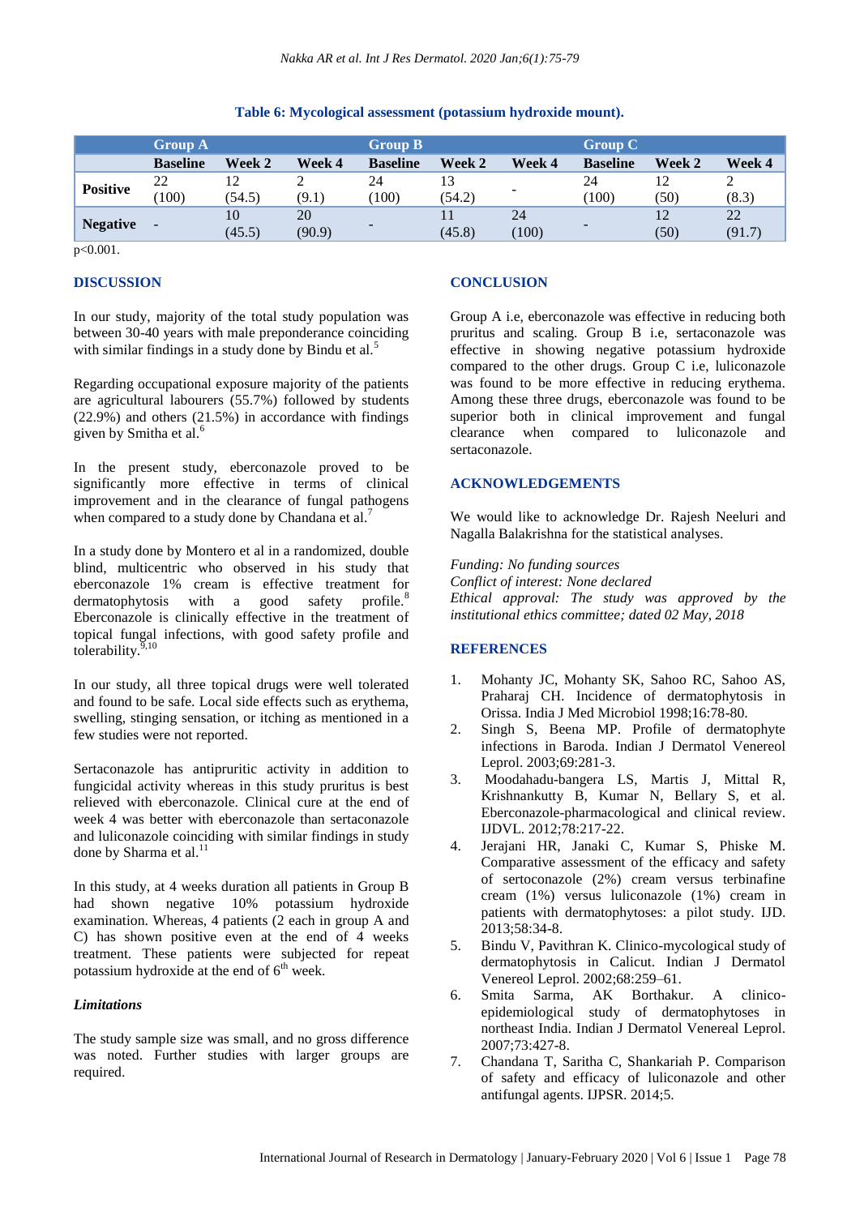**Table 6: Mycological assessment (potassium hydroxide mount).**

| | Group A | | | Group B | | | Group C | | |
|---|---|---|---|---|---|---|---|---|---|
| | **Baseline** | **Week 2** | **Week 4** | **Baseline** | **Week 2** | **Week 4** | **Baseline** | **Week 2** | **Week 4** |
| **Positive** | 22 (100) | 12 (54.5) | 2 (9.1) | 24 (100) | 13 (54.2) | - | 24 (100) | 12 (50) | 2 (8.3) |
| **Negative** | - | 10 (45.5) | 20 (90.9) | - | 11 (45.8) | 24 (100) | - | 12 (50) | 22 (91.7) |

p<0.001.

## DISCUSSION

In our study, majority of the total study population was between 30-40 years with male preponderance coinciding with similar findings in a study done by Bindu et al.[5]

Regarding occupational exposure majority of the patients are agricultural labourers (55.7%) followed by students (22.9%) and others (21.5%) in accordance with findings given by Smitha et al.[6]

In the present study, eberconazole proved to be significantly more effective in terms of clinical improvement and in the clearance of fungal pathogens when compared to a study done by Chandana et al.[7]

In a study done by Montero et al in a randomized, double blind, multicentric who observed in his study that eberconazole 1% cream is effective treatment for dermatophytosis with a good safety profile.[8] Eberconazole is clinically effective in the treatment of topical fungal infections, with good safety profile and tolerability.[9,10]

In our study, all three topical drugs were well tolerated and found to be safe. Local side effects such as erythema, swelling, stinging sensation, or itching as mentioned in a few studies were not reported.

Sertaconazole has antipruritic activity in addition to fungicidal activity whereas in this study pruritus is best relieved with eberconazole. Clinical cure at the end of week 4 was better with eberconazole than sertaconazole and luliconazole coinciding with similar findings in study done by Sharma et al.[11]

In this study, at 4 weeks duration all patients in Group B had shown negative 10% potassium hydroxide examination. Whereas, 4 patients (2 each in group A and C) has shown positive even at the end of 4 weeks treatment. These patients were subjected for repeat potassium hydroxide at the end of 6[th] week.

### *Limitations*

The study sample size was small, and no gross difference was noted. Further studies with larger groups are required.

## CONCLUSION

Group A i.e, eberconazole was effective in reducing both pruritus and scaling. Group B i.e, sertaconazole was effective in showing negative potassium hydroxide compared to the other drugs. Group C i.e, luliconazole was found to be more effective in reducing erythema. Among these three drugs, eberconazole was found to be superior both in clinical improvement and fungal clearance when compared to luliconazole and sertaconazole.

## ACKNOWLEDGEMENTS

We would like to acknowledge Dr. Rajesh Neeluri and Nagalla Balakrishna for the statistical analyses.

*Funding: No funding sources*
*Conflict of interest: None declared*
*Ethical approval: The study was approved by the institutional ethics committee; dated 02 May, 2018*

## REFERENCES

1. Mohanty JC, Mohanty SK, Sahoo RC, Sahoo AS, Praharaj CH. Incidence of dermatophytosis in Orissa. India J Med Microbiol 1998;16:78-80.
2. Singh S, Beena MP. Profile of dermatophyte infections in Baroda. Indian J Dermatol Venereol Leprol. 2003;69:281-3.
3. Moodahadu-bangera LS, Martis J, Mittal R, Krishnankutty B, Kumar N, Bellary S, et al. Eberconazole-pharmacological and clinical review. IJDVL. 2012;78:217-22.
4. Jerajani HR, Janaki C, Kumar S, Phiske M. Comparative assessment of the efficacy and safety of sertoconazole (2%) cream versus terbinafine cream (1%) versus luliconazole (1%) cream in patients with dermatophytoses: a pilot study. IJD. 2013;58:34-8.
5. Bindu V, Pavithran K. Clinico-mycological study of dermatophytosis in Calicut. Indian J Dermatol Venereol Leprol. 2002;68:259–61.
6. Smita Sarma, AK Borthakur. A clinico-epidemiological study of dermatophytoses in northeast India. Indian J Dermatol Venereal Leprol. 2007;73:427-8.
7. Chandana T, Saritha C, Shankariah P. Comparison of safety and efficacy of luliconazole and other antifungal agents. IJPSR. 2014;5.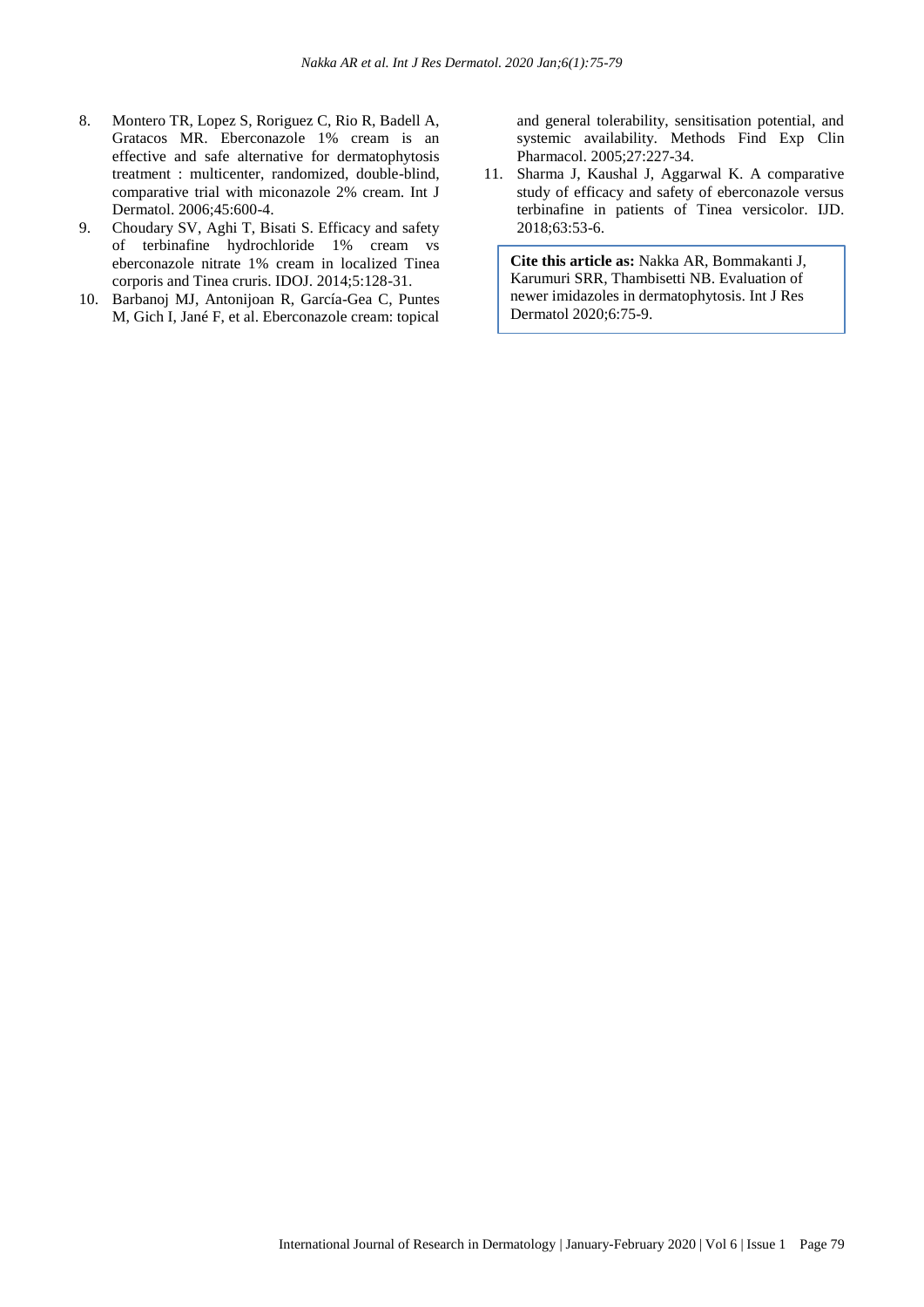8. Montero TR, Lopez S, Roriguez C, Rio R, Badell A, Gratacos MR. Eberconazole 1% cream is an effective and safe alternative for dermatophytosis treatment : multicenter, randomized, double-blind, comparative trial with miconazole 2% cream. Int J Dermatol. 2006;45:600-4.
9. Choudary SV, Aghi T, Bisati S. Efficacy and safety of terbinafine hydrochloride 1% cream vs eberconazole nitrate 1% cream in localized Tinea corporis and Tinea cruris. IDOJ. 2014;5:128-31.
10. Barbanoj MJ, Antonijoan R, García-Gea C, Puntes M, Gich I, Jané F, et al. Eberconazole cream: topical and general tolerability, sensitisation potential, and systemic availability. Methods Find Exp Clin Pharmacol. 2005;27:227-34.
11. Sharma J, Kaushal J, Aggarwal K. A comparative study of efficacy and safety of eberconazole versus terbinafine in patients of Tinea versicolor. IJD. 2018;63:53-6.

**Cite this article as:** Nakka AR, Bommakanti J, Karumuri SRR, Thambisetti NB. Evaluation of newer imidazoles in dermatophytosis. Int J Res Dermatol 2020;6:75-9.